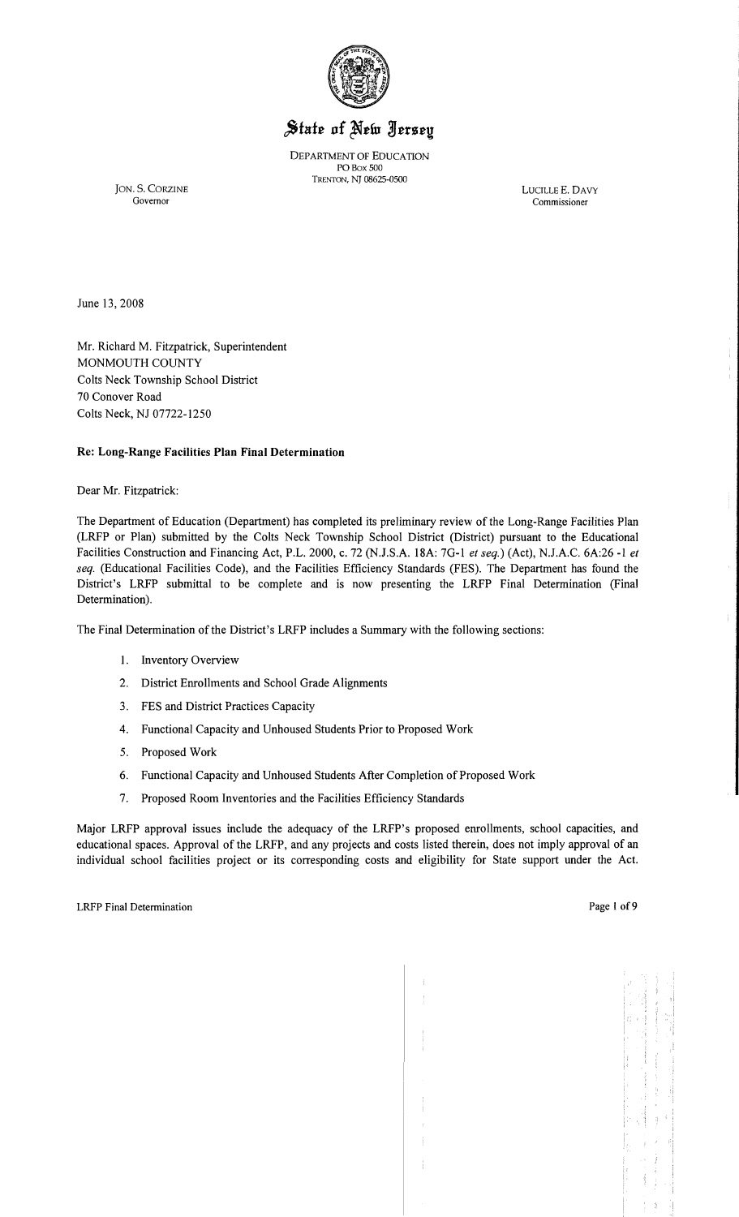# State of New Jersey

DEPARTMENT OF EDUCATION
PO BOX 500
TRENTON, NJ 08625-0500

JON. S. CORZINE
Governor

LUCILLE E. DAVY
Commissioner

June 13, 2008

Mr. Richard M. Fitzpatrick, Superintendent
MONMOUTH COUNTY
Colts Neck Township School District
70 Conover Road
Colts Neck, NJ 07722-1250

**Re: Long-Range Facilities Plan Final Determination**

Dear Mr. Fitzpatrick:

The Department of Education (Department) has completed its preliminary review of the Long-Range Facilities Plan (LRFP or Plan) submitted by the Colts Neck Township School District (District) pursuant to the Educational Facilities Construction and Financing Act, P.L. 2000, c. 72 (N.J.S.A. 18A: 7G-1 *et seq.*) (Act), N.J.A.C. 6A:26 -1 *et seq.* (Educational Facilities Code), and the Facilities Efficiency Standards (FES). The Department has found the District's LRFP submittal to be complete and is now presenting the LRFP Final Determination (Final Determination).

The Final Determination of the District's LRFP includes a Summary with the following sections:

1. Inventory Overview
2. District Enrollments and School Grade Alignments
3. FES and District Practices Capacity
4. Functional Capacity and Unhoused Students Prior to Proposed Work
5. Proposed Work
6. Functional Capacity and Unhoused Students After Completion of Proposed Work
7. Proposed Room Inventories and the Facilities Efficiency Standards

Major LRFP approval issues include the adequacy of the LRFP's proposed enrollments, school capacities, and educational spaces. Approval of the LRFP, and any projects and costs listed therein, does not imply approval of an individual school facilities project or its corresponding costs and eligibility for State support under the Act.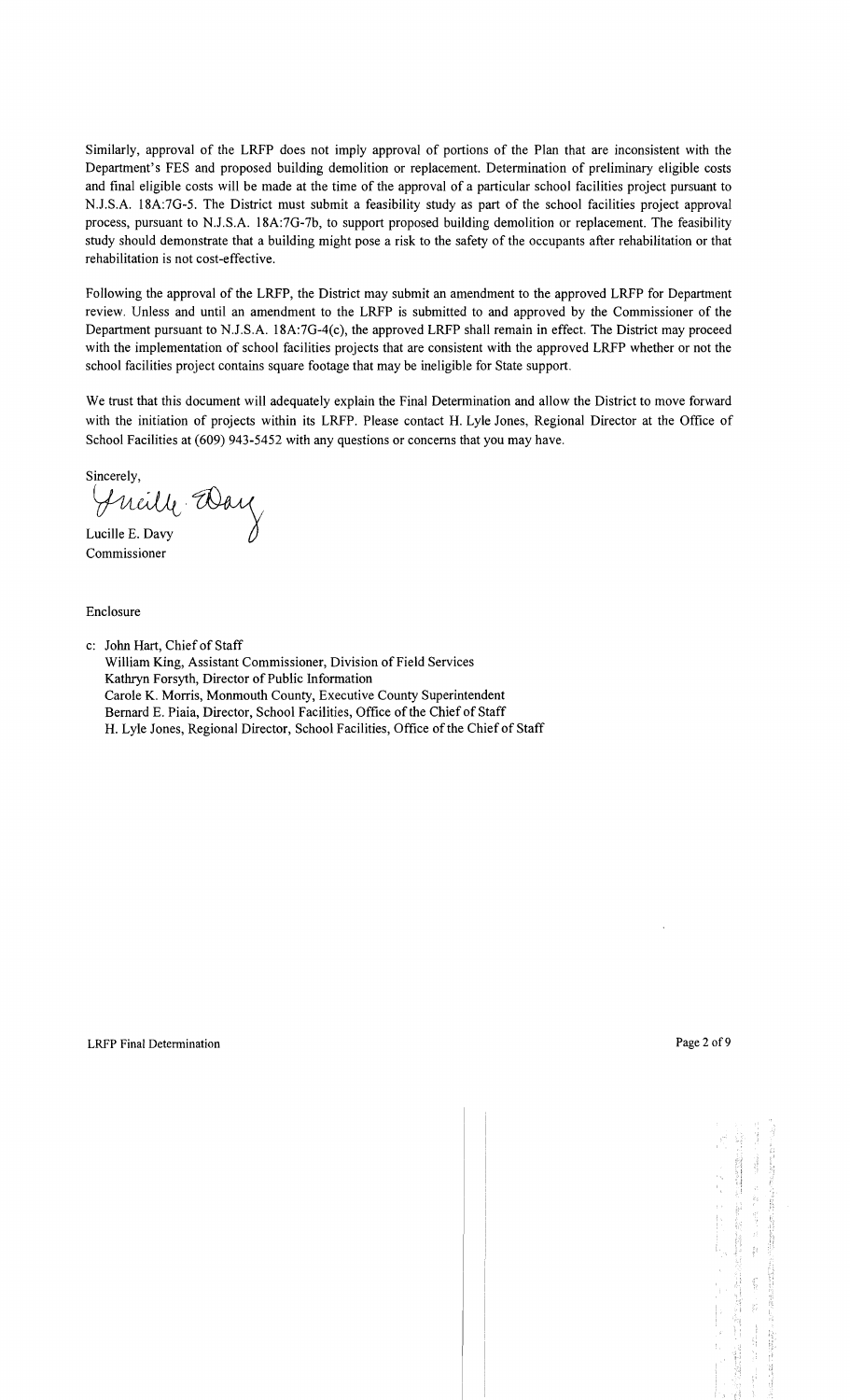Similarly, approval of the LRFP does not imply approval of portions of the Plan that are inconsistent with the Department's FES and proposed building demolition or replacement. Determination of preliminary eligible costs and final eligible costs will be made at the time of the approval of a particular school facilities project pursuant to N.J.S.A. 18A:7G-5. The District must submit a feasibility study as part of the school facilities project approval process, pursuant to N.J.S.A. 18A:7G-7b, to support proposed building demolition or replacement. The feasibility study should demonstrate that a building might pose a risk to the safety of the occupants after rehabilitation or that rehabilitation is not cost-effective.

Following the approval of the LRFP, the District may submit an amendment to the approved LRFP for Department review. Unless and until an amendment to the LRFP is submitted to and approved by the Commissioner of the Department pursuant to N.J.S.A. 18A:7G-4(c), the approved LRFP shall remain in effect. The District may proceed with the implementation of school facilities projects that are consistent with the approved LRFP whether or not the school facilities project contains square footage that may be ineligible for State support.

We trust that this document will adequately explain the Final Determination and allow the District to move forward with the initiation of projects within its LRFP. Please contact H. Lyle Jones, Regional Director at the Office of School Facilities at (609) 943-5452 with any questions or concerns that you may have.

Sincerely,

Lucille E. Davy
Commissioner

Enclosure

c: John Hart, Chief of Staff
William King, Assistant Commissioner, Division of Field Services
Kathryn Forsyth, Director of Public Information
Carole K. Morris, Monmouth County, Executive County Superintendent
Bernard E. Piaia, Director, School Facilities, Office of the Chief of Staff
H. Lyle Jones, Regional Director, School Facilities, Office of the Chief of Staff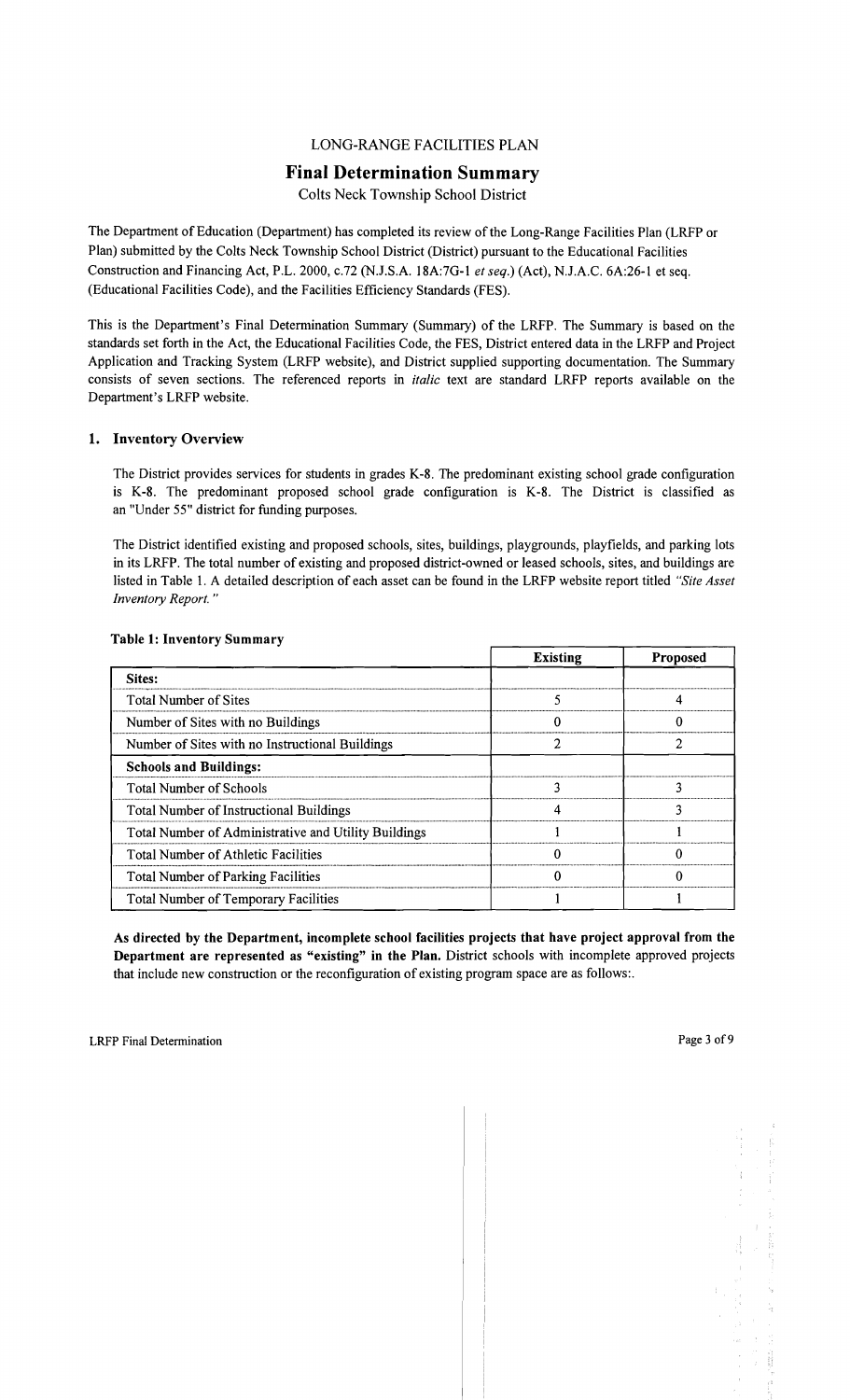LONG-RANGE FACILITIES PLAN

# Final Determination Summary

Colts Neck Township School District

The Department of Education (Department) has completed its review of the Long-Range Facilities Plan (LRFP or Plan) submitted by the Colts Neck Township School District (District) pursuant to the Educational Facilities Construction and Financing Act, P.L. 2000, c.72 (N.J.S.A. 18A:7G-1 *et seq.*) (Act), N.J.A.C. 6A:26-1 et seq. (Educational Facilities Code), and the Facilities Efficiency Standards (FES).

This is the Department's Final Determination Summary (Summary) of the LRFP. The Summary is based on the standards set forth in the Act, the Educational Facilities Code, the FES, District entered data in the LRFP and Project Application and Tracking System (LRFP website), and District supplied supporting documentation. The Summary consists of seven sections. The referenced reports in *italic* text are standard LRFP reports available on the Department's LRFP website.

## 1. Inventory Overview

The District provides services for students in grades K-8. The predominant existing school grade configuration is K-8. The predominant proposed school grade configuration is K-8. The District is classified as an "Under 55" district for funding purposes.

The District identified existing and proposed schools, sites, buildings, playgrounds, playfields, and parking lots in its LRFP. The total number of existing and proposed district-owned or leased schools, sites, and buildings are listed in Table 1. A detailed description of each asset can be found in the LRFP website report titled *"Site Asset Inventory Report."*

**Table 1: Inventory Summary**

| | Existing | Proposed |
|---|---|---|
| **Sites:** | | |
| Total Number of Sites | 5 | 4 |
| Number of Sites with no Buildings | 0 | 0 |
| Number of Sites with no Instructional Buildings | 2 | 2 |
| **Schools and Buildings:** | | |
| Total Number of Schools | 3 | 3 |
| Total Number of Instructional Buildings | 4 | 3 |
| Total Number of Administrative and Utility Buildings | 1 | 1 |
| Total Number of Athletic Facilities | 0 | 0 |
| Total Number of Parking Facilities | 0 | 0 |
| Total Number of Temporary Facilities | 1 | 1 |

**As directed by the Department, incomplete school facilities projects that have project approval from the Department are represented as "existing" in the Plan.** District schools with incomplete approved projects that include new construction or the reconfiguration of existing program space are as follows:.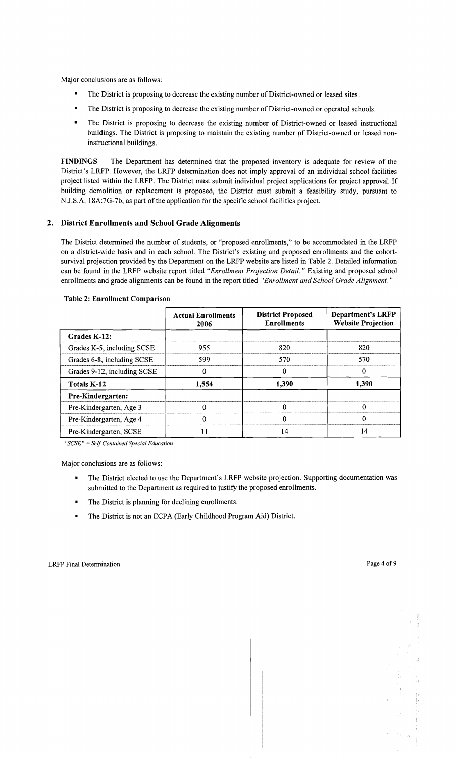Major conclusions are as follows:

- The District is proposing to decrease the existing number of District-owned or leased sites.
- The District is proposing to decrease the existing number of District-owned or operated schools.
- The District is proposing to decrease the existing number of District-owned or leased instructional buildings. The District is proposing to maintain the existing number of District-owned or leased non-instructional buildings.

**FINDINGS** The Department has determined that the proposed inventory is adequate for review of the District's LRFP. However, the LRFP determination does not imply approval of an individual school facilities project listed within the LRFP. The District must submit individual project applications for project approval. If building demolition or replacement is proposed, the District must submit a feasibility study, pursuant to N.J.S.A. 18A:7G-7b, as part of the application for the specific school facilities project.

## 2. District Enrollments and School Grade Alignments

The District determined the number of students, or "proposed enrollments," to be accommodated in the LRFP on a district-wide basis and in each school. The District's existing and proposed enrollments and the cohort-survival projection provided by the Department on the LRFP website are listed in Table 2. Detailed information can be found in the LRFP website report titled *"Enrollment Projection Detail."* Existing and proposed school enrollments and grade alignments can be found in the report titled *"Enrollment and School Grade Alignment."*

**Table 2: Enrollment Comparison**

| | Actual Enrollments 2006 | District Proposed Enrollments | Department's LRFP Website Projection |
|---|---|---|---|
| **Grades K-12:** | | | |
| Grades K-5, including SCSE | 955 | 820 | 820 |
| Grades 6-8, including SCSE | 599 | 570 | 570 |
| Grades 9-12, including SCSE | 0 | 0 | 0 |
| **Totals K-12** | **1,554** | **1,390** | **1,390** |
| **Pre-Kindergarten:** | | | |
| Pre-Kindergarten, Age 3 | 0 | 0 | 0 |
| Pre-Kindergarten, Age 4 | 0 | 0 | 0 |
| Pre-Kindergarten, SCSE | 11 | 14 | 14 |

*"SCSE" = Self-Contained Special Education*

Major conclusions are as follows:

- The District elected to use the Department's LRFP website projection. Supporting documentation was submitted to the Department as required to justify the proposed enrollments.
- The District is planning for declining enrollments.
- The District is not an ECPA (Early Childhood Program Aid) District.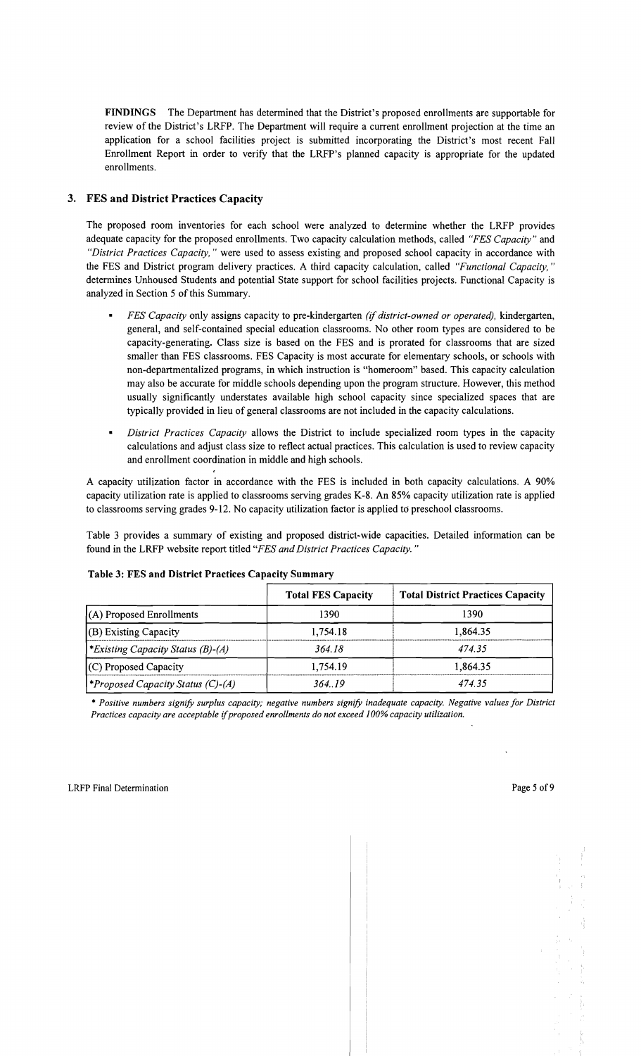**FINDINGS** The Department has determined that the District's proposed enrollments are supportable for review of the District's LRFP. The Department will require a current enrollment projection at the time an application for a school facilities project is submitted incorporating the District's most recent Fall Enrollment Report in order to verify that the LRFP's planned capacity is appropriate for the updated enrollments.

### 3. FES and District Practices Capacity

The proposed room inventories for each school were analyzed to determine whether the LRFP provides adequate capacity for the proposed enrollments. Two capacity calculation methods, called *"FES Capacity"* and *"District Practices Capacity,"* were used to assess existing and proposed school capacity in accordance with the FES and District program delivery practices. A third capacity calculation, called *"Functional Capacity,"* determines Unhoused Students and potential State support for school facilities projects. Functional Capacity is analyzed in Section 5 of this Summary.

- *FES Capacity* only assigns capacity to pre-kindergarten *(if district-owned or operated),* kindergarten, general, and self-contained special education classrooms. No other room types are considered to be capacity-generating. Class size is based on the FES and is prorated for classrooms that are sized smaller than FES classrooms. FES Capacity is most accurate for elementary schools, or schools with non-departmentalized programs, in which instruction is "homeroom" based. This capacity calculation may also be accurate for middle schools depending upon the program structure. However, this method usually significantly understates available high school capacity since specialized spaces that are typically provided in lieu of general classrooms are not included in the capacity calculations.
- *District Practices Capacity* allows the District to include specialized room types in the capacity calculations and adjust class size to reflect actual practices. This calculation is used to review capacity and enrollment coordination in middle and high schools.

A capacity utilization factor in accordance with the FES is included in both capacity calculations. A 90% capacity utilization rate is applied to classrooms serving grades K-8. An 85% capacity utilization rate is applied to classrooms serving grades 9-12. No capacity utilization factor is applied to preschool classrooms.

Table 3 provides a summary of existing and proposed district-wide capacities. Detailed information can be found in the LRFP website report titled *"FES and District Practices Capacity."*

**Table 3: FES and District Practices Capacity Summary**

| | Total FES Capacity | Total District Practices Capacity |
|---|---|---|
| (A) Proposed Enrollments | 1390 | 1390 |
| (B) Existing Capacity | 1,754.18 | 1,864.35 |
| *\*Existing Capacity Status (B)-(A)* | *364.18* | *474.35* |
| (C) Proposed Capacity | 1,754.19 | 1,864.35 |
| *\*Proposed Capacity Status (C)-(A)* | *364..19* | *474.35* |

*\* Positive numbers signify surplus capacity; negative numbers signify inadequate capacity. Negative values for District Practices capacity are acceptable if proposed enrollments do not exceed 100% capacity utilization.*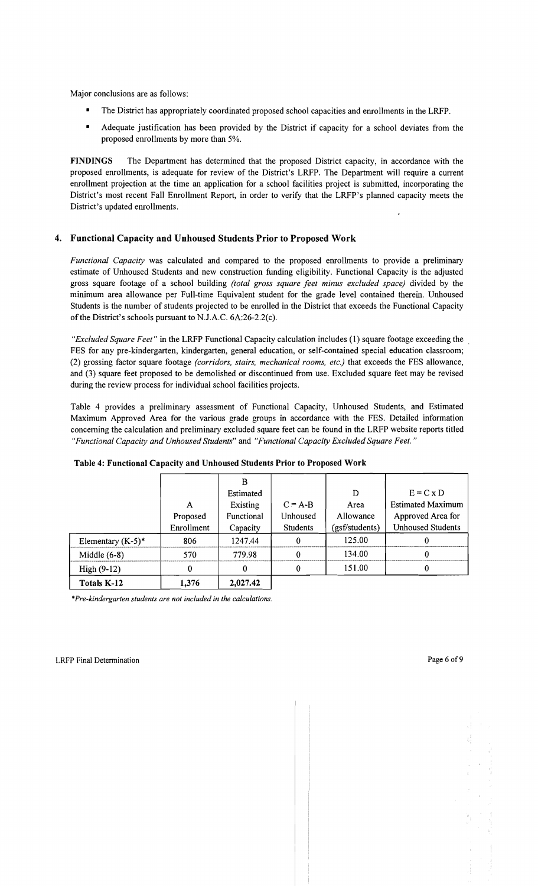Major conclusions are as follows:

- The District has appropriately coordinated proposed school capacities and enrollments in the LRFP.
- Adequate justification has been provided by the District if capacity for a school deviates from the proposed enrollments by more than 5%.

**FINDINGS** The Department has determined that the proposed District capacity, in accordance with the proposed enrollments, is adequate for review of the District's LRFP. The Department will require a current enrollment projection at the time an application for a school facilities project is submitted, incorporating the District's most recent Fall Enrollment Report, in order to verify that the LRFP's planned capacity meets the District's updated enrollments.

## 4. Functional Capacity and Unhoused Students Prior to Proposed Work

*Functional Capacity* was calculated and compared to the proposed enrollments to provide a preliminary estimate of Unhoused Students and new construction funding eligibility. Functional Capacity is the adjusted gross square footage of a school building *(total gross square feet minus excluded space)* divided by the minimum area allowance per Full-time Equivalent student for the grade level contained therein. Unhoused Students is the number of students projected to be enrolled in the District that exceeds the Functional Capacity of the District's schools pursuant to N.J.A.C. 6A:26-2.2(c).

*"Excluded Square Feet"* in the LRFP Functional Capacity calculation includes (1) square footage exceeding the FES for any pre-kindergarten, kindergarten, general education, or self-contained special education classroom; (2) grossing factor square footage *(corridors, stairs, mechanical rooms, etc.)* that exceeds the FES allowance, and (3) square feet proposed to be demolished or discontinued from use. Excluded square feet may be revised during the review process for individual school facilities projects.

Table 4 provides a preliminary assessment of Functional Capacity, Unhoused Students, and Estimated Maximum Approved Area for the various grade groups in accordance with the FES. Detailed information concerning the calculation and preliminary excluded square feet can be found in the LRFP website reports titled *"Functional Capacity and Unhoused Students"* and *"Functional Capacity Excluded Square Feet."*

**Table 4: Functional Capacity and Unhoused Students Prior to Proposed Work**

| | A Proposed Enrollment | B Estimated Existing Functional Capacity | C = A-B Unhoused Students | D Area Allowance (gsf/students) | E = C x D Estimated Maximum Approved Area for Unhoused Students |
|---|---|---|---|---|---|
| Elementary (K-5)* | 806 | 1247.44 | 0 | 125.00 | 0 |
| Middle (6-8) | 570 | 779.98 | 0 | 134.00 | 0 |
| High (9-12) | 0 | 0 | 0 | 151.00 | 0 |
| **Totals K-12** | **1,376** | **2,027.42** | | | |

*\*Pre-kindergarten students are not included in the calculations.*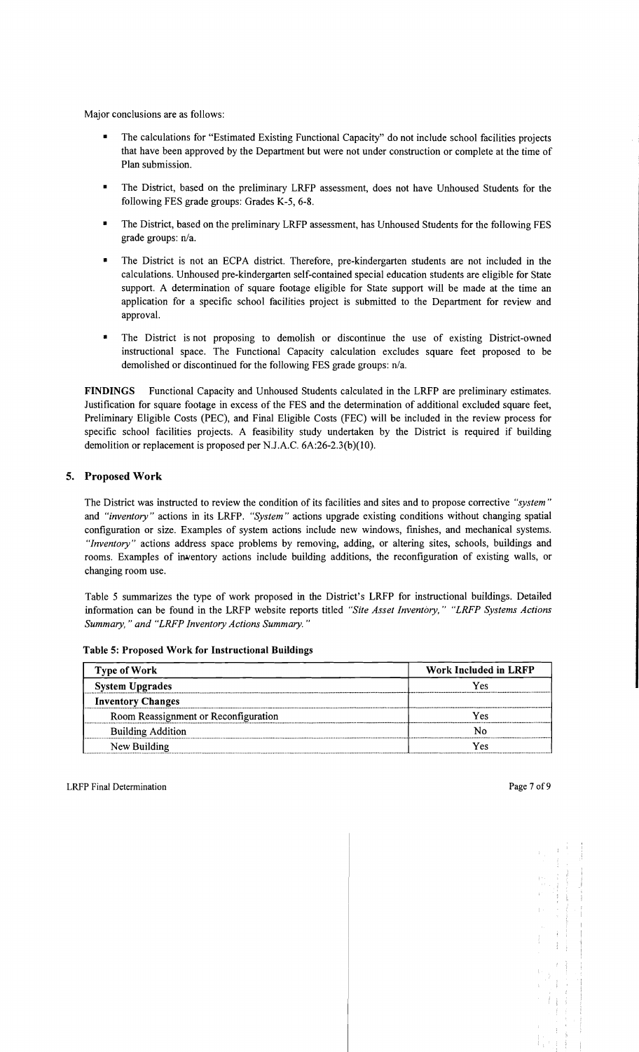Major conclusions are as follows:

- The calculations for "Estimated Existing Functional Capacity" do not include school facilities projects that have been approved by the Department but were not under construction or complete at the time of Plan submission.
- The District, based on the preliminary LRFP assessment, does not have Unhoused Students for the following FES grade groups: Grades K-5, 6-8.
- The District, based on the preliminary LRFP assessment, has Unhoused Students for the following FES grade groups: n/a.
- The District is not an ECPA district. Therefore, pre-kindergarten students are not included in the calculations. Unhoused pre-kindergarten self-contained special education students are eligible for State support. A determination of square footage eligible for State support will be made at the time an application for a specific school facilities project is submitted to the Department for review and approval.
- The District is not proposing to demolish or discontinue the use of existing District-owned instructional space. The Functional Capacity calculation excludes square feet proposed to be demolished or discontinued for the following FES grade groups: n/a.

**FINDINGS** Functional Capacity and Unhoused Students calculated in the LRFP are preliminary estimates. Justification for square footage in excess of the FES and the determination of additional excluded square feet, Preliminary Eligible Costs (PEC), and Final Eligible Costs (FEC) will be included in the review process for specific school facilities projects. A feasibility study undertaken by the District is required if building demolition or replacement is proposed per N.J.A.C. 6A:26-2.3(b)(10).

## 5. Proposed Work

The District was instructed to review the condition of its facilities and sites and to propose corrective *"system"* and *"inventory"* actions in its LRFP. *"System"* actions upgrade existing conditions without changing spatial configuration or size. Examples of system actions include new windows, finishes, and mechanical systems. *"Inventory"* actions address space problems by removing, adding, or altering sites, schools, buildings and rooms. Examples of inventory actions include building additions, the reconfiguration of existing walls, or changing room use.

Table 5 summarizes the type of work proposed in the District's LRFP for instructional buildings. Detailed information can be found in the LRFP website reports titled *"Site Asset Inventory," "LRFP Systems Actions Summary," and "LRFP Inventory Actions Summary."*

**Table 5: Proposed Work for Instructional Buildings**

| Type of Work | Work Included in LRFP |
|---|---|
| **System Upgrades** | Yes |
| **Inventory Changes** | |
| Room Reassignment or Reconfiguration | Yes |
| Building Addition | No |
| New Building | Yes |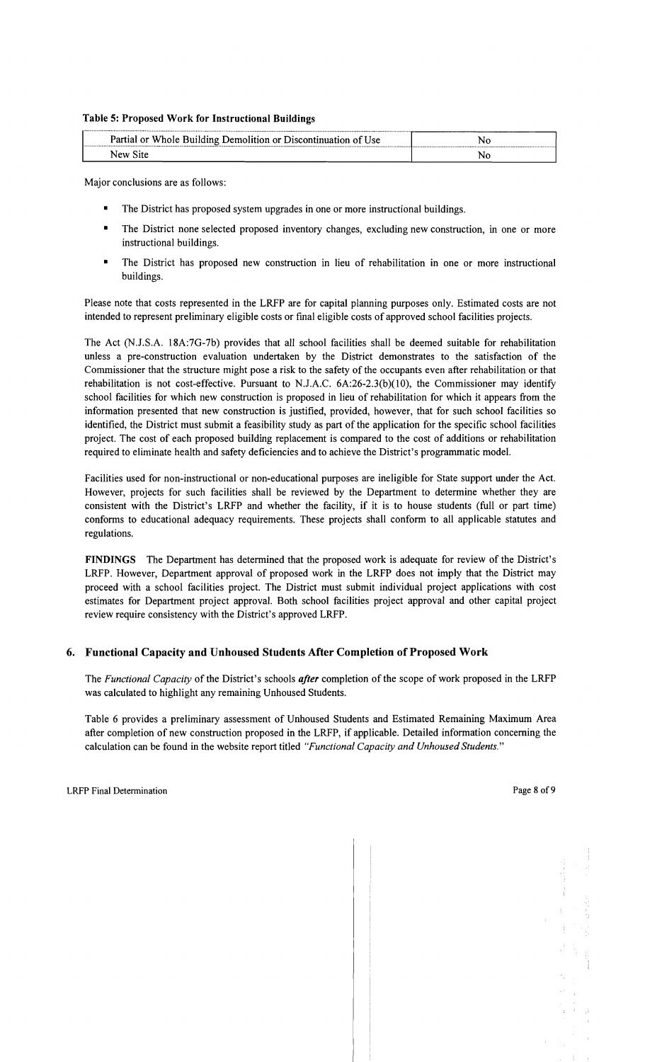**Table 5: Proposed Work for Instructional Buildings**

| Partial or Whole Building Demolition or Discontinuation of Use | No |
|---|---|
| New Site | No |

Major conclusions are as follows:

- The District has proposed system upgrades in one or more instructional buildings.
- The District none selected proposed inventory changes, excluding new construction, in one or more instructional buildings.
- The District has proposed new construction in lieu of rehabilitation in one or more instructional buildings.

Please note that costs represented in the LRFP are for capital planning purposes only. Estimated costs are not intended to represent preliminary eligible costs or final eligible costs of approved school facilities projects.

The Act (N.J.S.A. 18A:7G-7b) provides that all school facilities shall be deemed suitable for rehabilitation unless a pre-construction evaluation undertaken by the District demonstrates to the satisfaction of the Commissioner that the structure might pose a risk to the safety of the occupants even after rehabilitation or that rehabilitation is not cost-effective. Pursuant to N.J.A.C. 6A:26-2.3(b)(10), the Commissioner may identify school facilities for which new construction is proposed in lieu of rehabilitation for which it appears from the information presented that new construction is justified, provided, however, that for such school facilities so identified, the District must submit a feasibility study as part of the application for the specific school facilities project. The cost of each proposed building replacement is compared to the cost of additions or rehabilitation required to eliminate health and safety deficiencies and to achieve the District's programmatic model.

Facilities used for non-instructional or non-educational purposes are ineligible for State support under the Act. However, projects for such facilities shall be reviewed by the Department to determine whether they are consistent with the District's LRFP and whether the facility, if it is to house students (full or part time) conforms to educational adequacy requirements. These projects shall conform to all applicable statutes and regulations.

**FINDINGS** The Department has determined that the proposed work is adequate for review of the District's LRFP. However, Department approval of proposed work in the LRFP does not imply that the District may proceed with a school facilities project. The District must submit individual project applications with cost estimates for Department project approval. Both school facilities project approval and other capital project review require consistency with the District's approved LRFP.

## 6. Functional Capacity and Unhoused Students After Completion of Proposed Work

The *Functional Capacity* of the District's schools ***after*** completion of the scope of work proposed in the LRFP was calculated to highlight any remaining Unhoused Students.

Table 6 provides a preliminary assessment of Unhoused Students and Estimated Remaining Maximum Area after completion of new construction proposed in the LRFP, if applicable. Detailed information concerning the calculation can be found in the website report titled *"Functional Capacity and Unhoused Students."*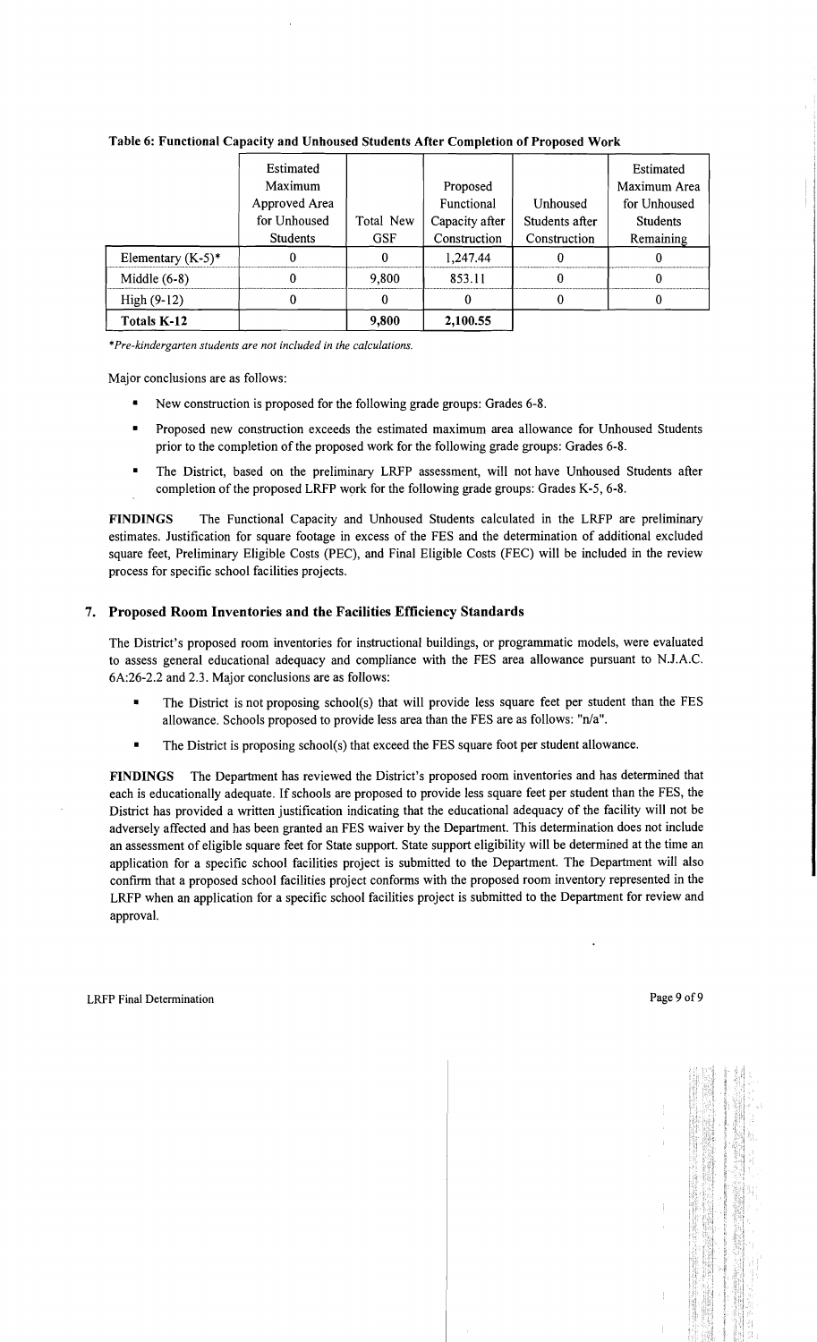**Table 6: Functional Capacity and Unhoused Students After Completion of Proposed Work**

| | Estimated Maximum Approved Area for Unhoused Students | Total New GSF | Proposed Functional Capacity after Construction | Unhoused Students after Construction | Estimated Maximum Area for Unhoused Students Remaining |
|---|---|---|---|---|---|
| Elementary (K-5)* | 0 | 0 | 1,247.44 | 0 | 0 |
| Middle (6-8) | 0 | 9,800 | 853.11 | 0 | 0 |
| High (9-12) | 0 | 0 | 0 | 0 | 0 |
| **Totals K-12** | | **9,800** | **2,100.55** | | |

*\*Pre-kindergarten students are not included in the calculations.*

Major conclusions are as follows:

- New construction is proposed for the following grade groups: Grades 6-8.
- Proposed new construction exceeds the estimated maximum area allowance for Unhoused Students prior to the completion of the proposed work for the following grade groups: Grades 6-8.
- The District, based on the preliminary LRFP assessment, will not have Unhoused Students after completion of the proposed LRFP work for the following grade groups: Grades K-5, 6-8.

**FINDINGS** The Functional Capacity and Unhoused Students calculated in the LRFP are preliminary estimates. Justification for square footage in excess of the FES and the determination of additional excluded square feet, Preliminary Eligible Costs (PEC), and Final Eligible Costs (FEC) will be included in the review process for specific school facilities projects.

## 7. Proposed Room Inventories and the Facilities Efficiency Standards

The District's proposed room inventories for instructional buildings, or programmatic models, were evaluated to assess general educational adequacy and compliance with the FES area allowance pursuant to N.J.A.C. 6A:26-2.2 and 2.3. Major conclusions are as follows:

- The District is not proposing school(s) that will provide less square feet per student than the FES allowance. Schools proposed to provide less area than the FES are as follows: "n/a".
- The District is proposing school(s) that exceed the FES square foot per student allowance.

**FINDINGS** The Department has reviewed the District's proposed room inventories and has determined that each is educationally adequate. If schools are proposed to provide less square feet per student than the FES, the District has provided a written justification indicating that the educational adequacy of the facility will not be adversely affected and has been granted an FES waiver by the Department. This determination does not include an assessment of eligible square feet for State support. State support eligibility will be determined at the time an application for a specific school facilities project is submitted to the Department. The Department will also confirm that a proposed school facilities project conforms with the proposed room inventory represented in the LRFP when an application for a specific school facilities project is submitted to the Department for review and approval.